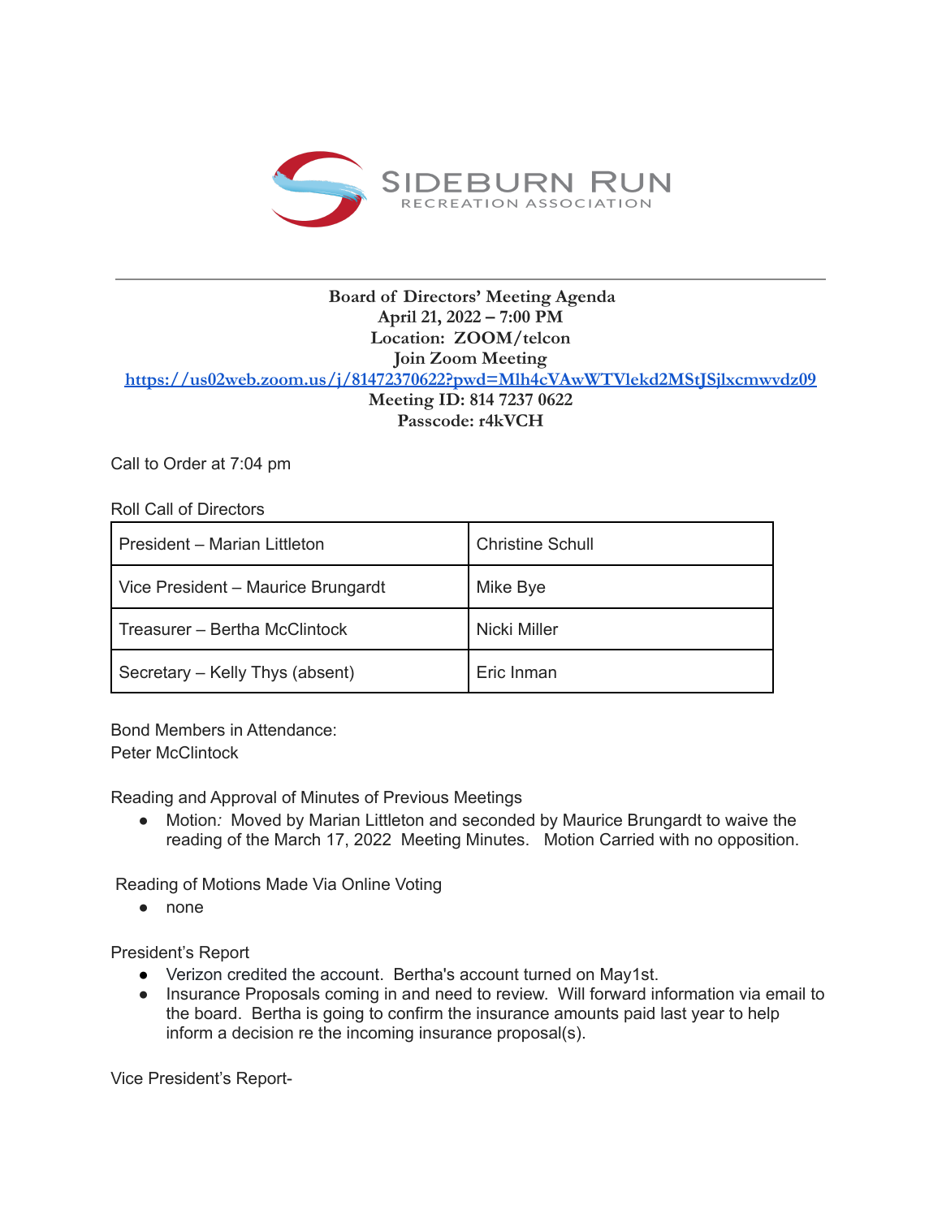SIDEBURN RUN
RECREATION ASSOCIATION

**Board of Directors' Meeting Agenda**
**April 21, 2022 – 7:00 PM**
**Location: ZOOM/telcon**
**Join Zoom Meeting**
[https://us02web.zoom.us/j/81472370622?pwd=Mlh4cVAwWTVlekd2MStJSjlxcmwvdz09](https://us02web.zoom.us/j/81472370622?pwd=Mlh4cVAwWTVlekd2MStJSjlxcmwvdz09)
**Meeting ID: 814 7237 0622**
**Passcode: r4kVCH**

Call to Order at 7:04 pm

Roll Call of Directors

| | |
|---|---|
| President – Marian Littleton | Christine Schull |
| Vice President – Maurice Brungardt | Mike Bye |
| Treasurer – Bertha McClintock | Nicki Miller |
| Secretary – Kelly Thys (absent) | Eric Inman |

Bond Members in Attendance:
Peter McClintock

Reading and Approval of Minutes of Previous Meetings

- Motion*:* Moved by Marian Littleton and seconded by Maurice Brungardt to waive the reading of the March 17, 2022 Meeting Minutes. Motion Carried with no opposition.

Reading of Motions Made Via Online Voting

- none

President's Report

- Verizon credited the account. Bertha's account turned on May1st.
- Insurance Proposals coming in and need to review. Will forward information via email to the board. Bertha is going to confirm the insurance amounts paid last year to help inform a decision re the incoming insurance proposal(s).

Vice President's Report-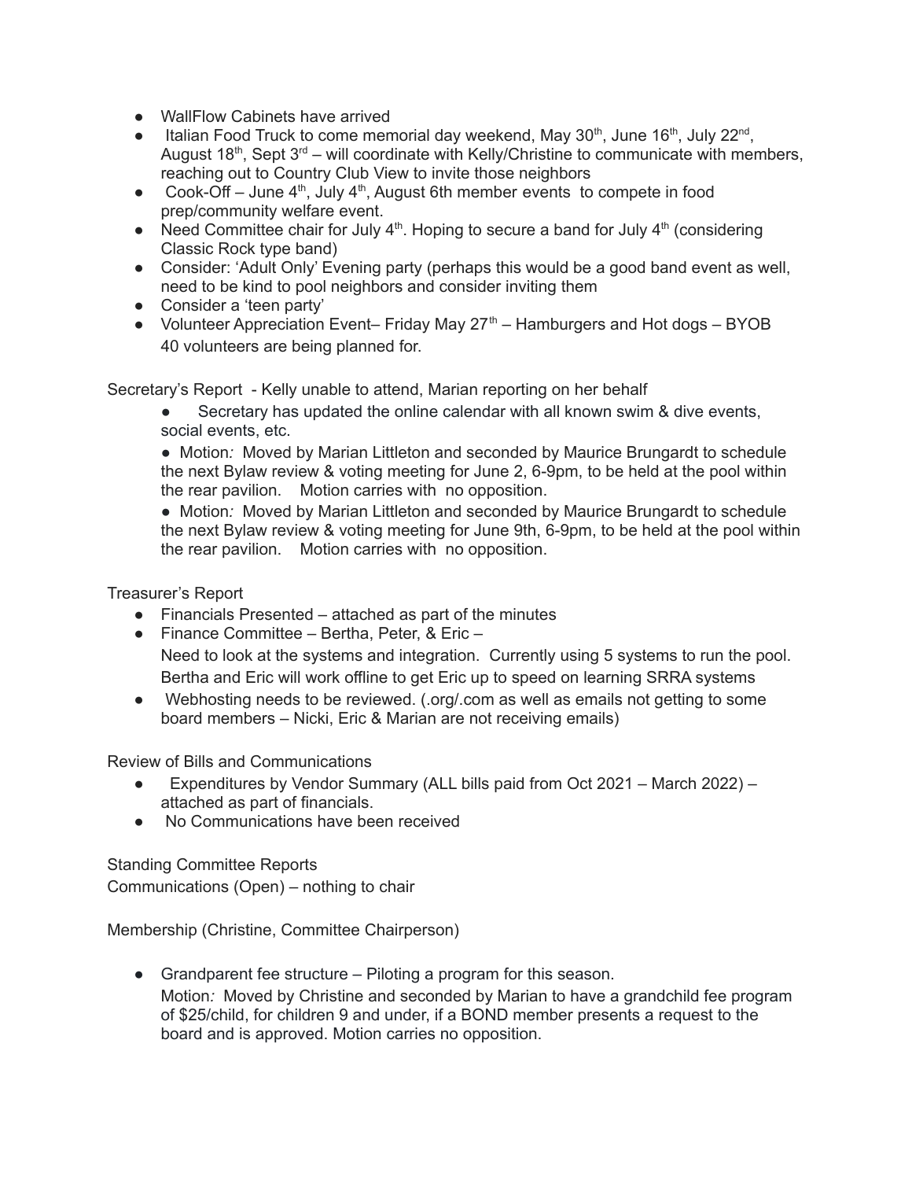- WallFlow Cabinets have arrived
- Italian Food Truck to come memorial day weekend, May 30th, June 16th, July 22nd, August 18th, Sept 3rd – will coordinate with Kelly/Christine to communicate with members, reaching out to Country Club View to invite those neighbors
- Cook-Off – June 4th, July 4th, August 6th member events to compete in food prep/community welfare event.
- Need Committee chair for July 4th. Hoping to secure a band for July 4th (considering Classic Rock type band)
- Consider: 'Adult Only' Evening party (perhaps this would be a good band event as well, need to be kind to pool neighbors and consider inviting them
- Consider a 'teen party'
- Volunteer Appreciation Event– Friday May 27th – Hamburgers and Hot dogs – BYOB 40 volunteers are being planned for.

Secretary's Report - Kelly unable to attend, Marian reporting on her behalf

- Secretary has updated the online calendar with all known swim & dive events, social events, etc.
- Motion*:* Moved by Marian Littleton and seconded by Maurice Brungardt to schedule the next Bylaw review & voting meeting for June 2, 6-9pm, to be held at the pool within the rear pavilion. Motion carries with no opposition.
- Motion*:* Moved by Marian Littleton and seconded by Maurice Brungardt to schedule the next Bylaw review & voting meeting for June 9th, 6-9pm, to be held at the pool within the rear pavilion. Motion carries with no opposition.

Treasurer's Report

- Financials Presented – attached as part of the minutes
- Finance Committee – Bertha, Peter, & Eric –
  Need to look at the systems and integration. Currently using 5 systems to run the pool. Bertha and Eric will work offline to get Eric up to speed on learning SRRA systems
- Webhosting needs to be reviewed. (.org/.com as well as emails not getting to some board members – Nicki, Eric & Marian are not receiving emails)

Review of Bills and Communications

- Expenditures by Vendor Summary (ALL bills paid from Oct 2021 – March 2022) – attached as part of financials.
- No Communications have been received

Standing Committee Reports

Communications (Open) – nothing to chair

Membership (Christine, Committee Chairperson)

- Grandparent fee structure – Piloting a program for this season.
  Motion*:* Moved by Christine and seconded by Marian to have a grandchild fee program of $25/child, for children 9 and under, if a BOND member presents a request to the board and is approved. Motion carries no opposition.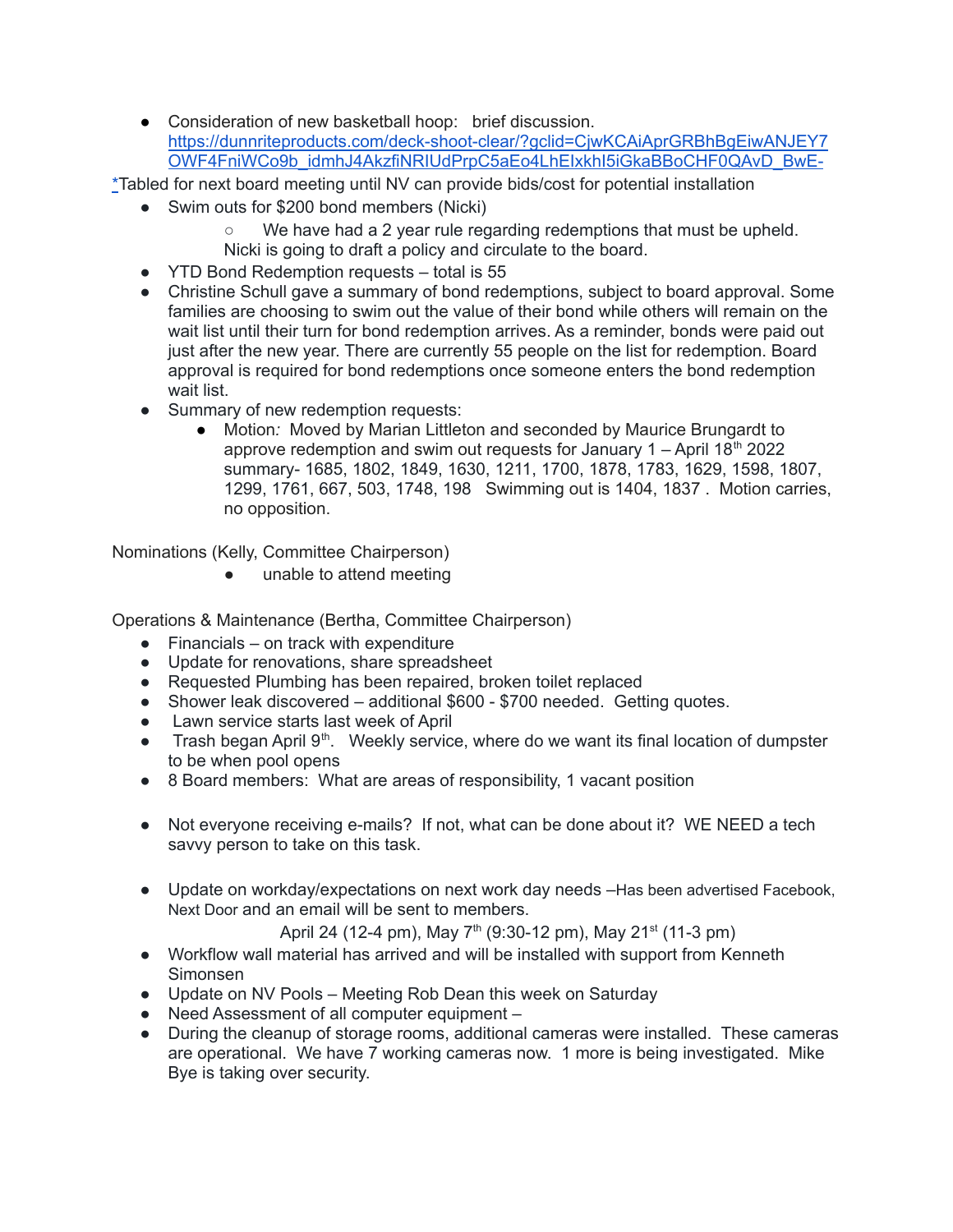- Consideration of new basketball hoop: brief discussion. https://dunnriteproducts.com/deck-shoot-clear/?gclid=CjwKCAiAprGRBhBgEiwANJEY7OWF4FniWCo9b_idmhJ4AkzfiNRIUdPrpC5aEo4LhElxkhI5iGkaBBoCHF0QAvD_BwE-

*Tabled for next board meeting until NV can provide bids/cost for potential installation

- Swim outs for $200 bond members (Nicki)
  - We have had a 2 year rule regarding redemptions that must be upheld. Nicki is going to draft a policy and circulate to the board.
- YTD Bond Redemption requests – total is 55
- Christine Schull gave a summary of bond redemptions, subject to board approval. Some families are choosing to swim out the value of their bond while others will remain on the wait list until their turn for bond redemption arrives. As a reminder, bonds were paid out just after the new year. There are currently 55 people on the list for redemption. Board approval is required for bond redemptions once someone enters the bond redemption wait list.
- Summary of new redemption requests:
  - Motion*:* Moved by Marian Littleton and seconded by Maurice Brungardt to approve redemption and swim out requests for January 1 – April 18th 2022 summary- 1685, 1802, 1849, 1630, 1211, 1700, 1878, 1783, 1629, 1598, 1807, 1299, 1761, 667, 503, 1748, 198 Swimming out is 1404, 1837 . Motion carries, no opposition.

Nominations (Kelly, Committee Chairperson)

- unable to attend meeting

Operations & Maintenance (Bertha, Committee Chairperson)

- Financials – on track with expenditure
- Update for renovations, share spreadsheet
- Requested Plumbing has been repaired, broken toilet replaced
- Shower leak discovered – additional $600 - $700 needed. Getting quotes.
- Lawn service starts last week of April
- Trash began April 9th. Weekly service, where do we want its final location of dumpster to be when pool opens
- 8 Board members: What are areas of responsibility, 1 vacant position

- Not everyone receiving e-mails? If not, what can be done about it? WE NEED a tech savvy person to take on this task.

- Update on workday/expectations on next work day needs –Has been advertised Facebook, Next Door and an email will be sent to members.

  April 24 (12-4 pm), May 7th (9:30-12 pm), May 21st (11-3 pm)
- Workflow wall material has arrived and will be installed with support from Kenneth Simonsen
- Update on NV Pools – Meeting Rob Dean this week on Saturday
- Need Assessment of all computer equipment –
- During the cleanup of storage rooms, additional cameras were installed. These cameras are operational. We have 7 working cameras now. 1 more is being investigated. Mike Bye is taking over security.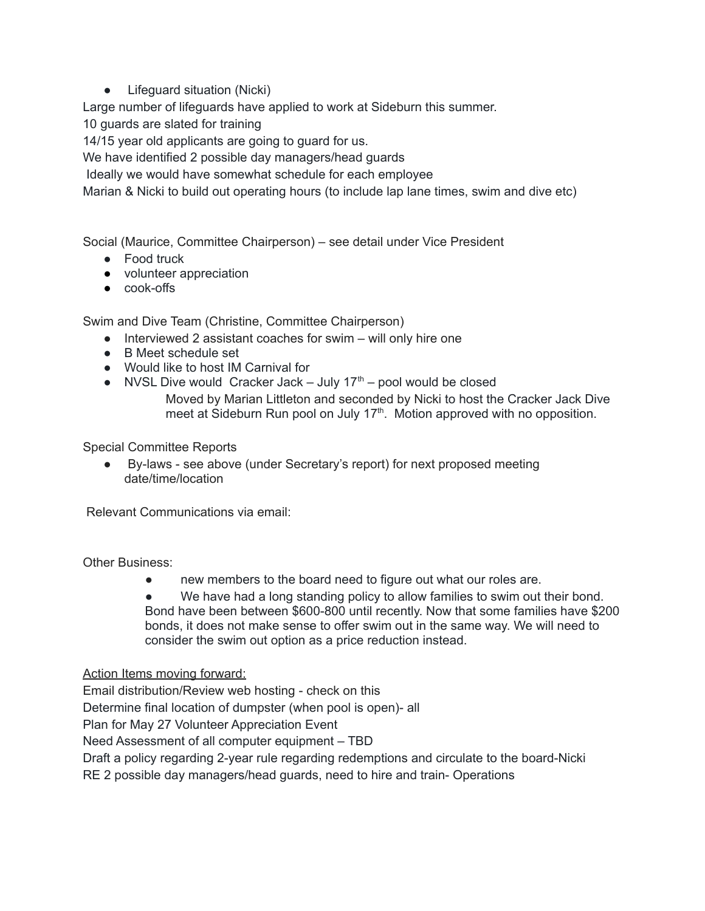- Lifeguard situation (Nicki)

Large number of lifeguards have applied to work at Sideburn this summer.
10 guards are slated for training
14/15 year old applicants are going to guard for us.
We have identified 2 possible day managers/head guards
Ideally we would have somewhat schedule for each employee
Marian & Nicki to build out operating hours (to include lap lane times, swim and dive etc)

Social (Maurice, Committee Chairperson) – see detail under Vice President

- Food truck
- volunteer appreciation
- cook-offs

Swim and Dive Team (Christine, Committee Chairperson)

- Interviewed 2 assistant coaches for swim – will only hire one
- B Meet schedule set
- Would like to host IM Carnival for
- NVSL Dive would Cracker Jack – July 17th – pool would be closed

  Moved by Marian Littleton and seconded by Nicki to host the Cracker Jack Dive meet at Sideburn Run pool on July 17th. Motion approved with no opposition.

Special Committee Reports

- By-laws - see above (under Secretary's report) for next proposed meeting date/time/location

Relevant Communications via email:

Other Business:

- new members to the board need to figure out what our roles are.
- We have had a long standing policy to allow families to swim out their bond. Bond have been between $600-800 until recently. Now that some families have $200 bonds, it does not make sense to offer swim out in the same way. We will need to consider the swim out option as a price reduction instead.

<u>Action Items moving forward:</u>

Email distribution/Review web hosting - check on this
Determine final location of dumpster (when pool is open)- all
Plan for May 27 Volunteer Appreciation Event
Need Assessment of all computer equipment – TBD
Draft a policy regarding 2-year rule regarding redemptions and circulate to the board-Nicki
RE 2 possible day managers/head guards, need to hire and train- Operations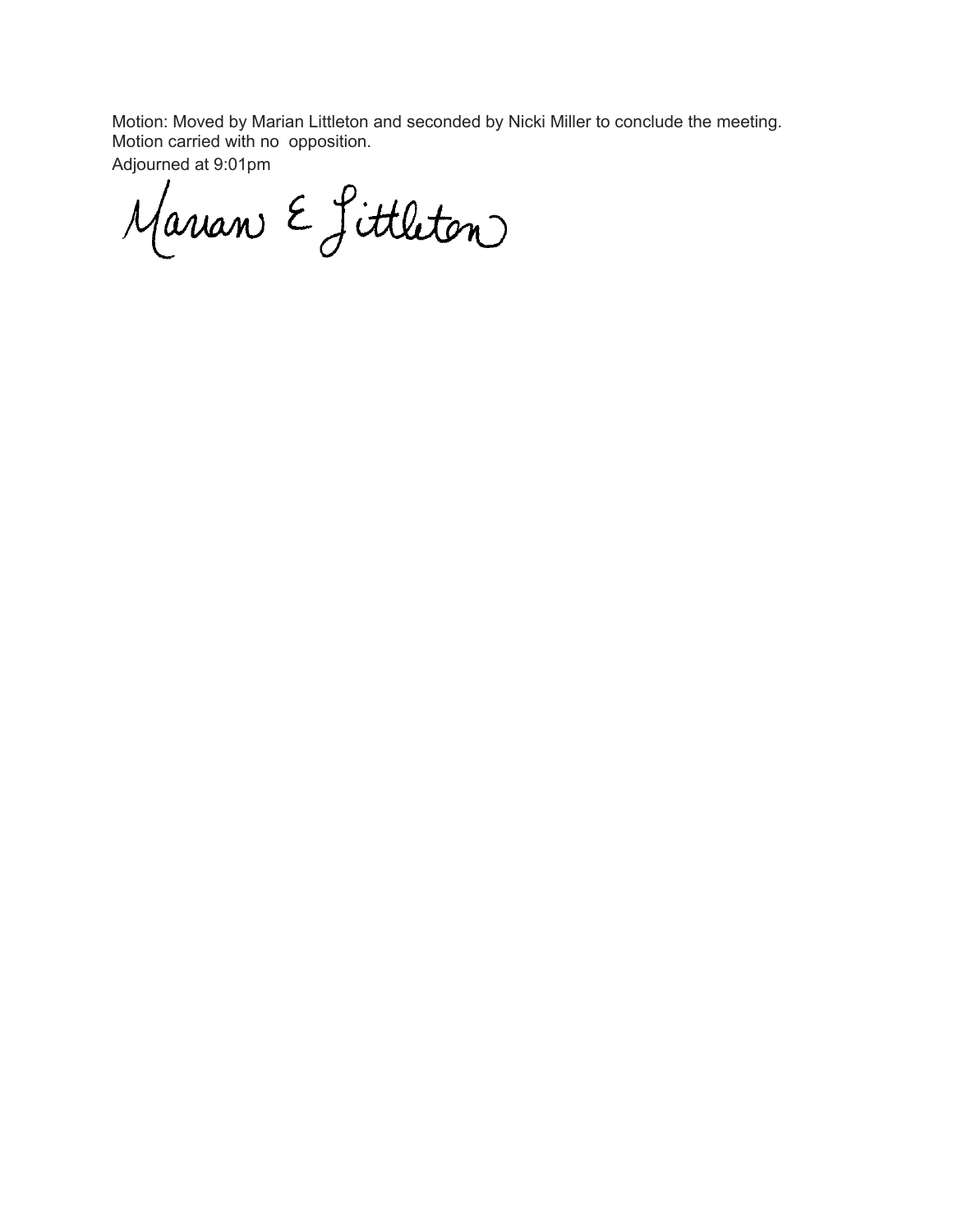Motion: Moved by Marian Littleton and seconded by Nicki Miller to conclude the meeting. Motion carried with no opposition.

Adjourned at 9:01pm

Marian E Littleton